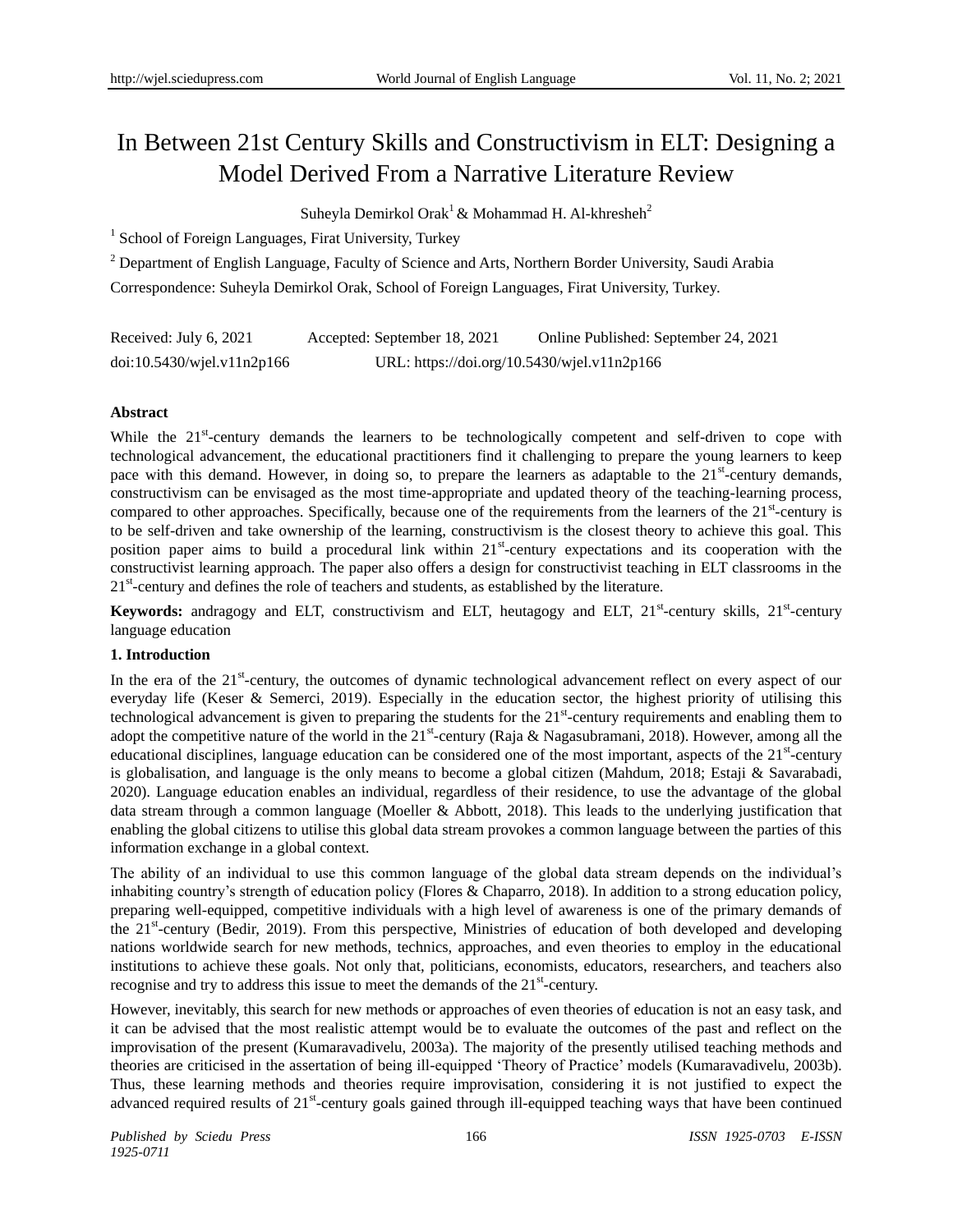# In Between 21st Century Skills and Constructivism in ELT: Designing a Model Derived From a Narrative Literature Review

Suheyla Demirkol Orak[1] & Mohammad H. Al-khresheh[2]

[1] School of Foreign Languages, Firat University, Turkey

[2] Department of English Language, Faculty of Science and Arts, Northern Border University, Saudi Arabia

Correspondence: Suheyla Demirkol Orak, School of Foreign Languages, Firat University, Turkey.

Received: July 6, 2021 Accepted: September 18, 2021 Online Published: September 24, 2021

doi:10.5430/wjel.v11n2p166 URL: https://doi.org/10.5430/wjel.v11n2p166

**Abstract**

While the 21st-century demands the learners to be technologically competent and self-driven to cope with technological advancement, the educational practitioners find it challenging to prepare the young learners to keep pace with this demand. However, in doing so, to prepare the learners as adaptable to the 21st-century demands, constructivism can be envisaged as the most time-appropriate and updated theory of the teaching-learning process, compared to other approaches. Specifically, because one of the requirements from the learners of the 21st-century is to be self-driven and take ownership of the learning, constructivism is the closest theory to achieve this goal. This position paper aims to build a procedural link within 21st-century expectations and its cooperation with the constructivist learning approach. The paper also offers a design for constructivist teaching in ELT classrooms in the 21st-century and defines the role of teachers and students, as established by the literature.

**Keywords:** andragogy and ELT, constructivism and ELT, heutagogy and ELT, 21st-century skills, 21st-century language education

## 1. Introduction

In the era of the 21st-century, the outcomes of dynamic technological advancement reflect on every aspect of our everyday life (Keser & Semerci, 2019). Especially in the education sector, the highest priority of utilising this technological advancement is given to preparing the students for the 21st-century requirements and enabling them to adopt the competitive nature of the world in the 21st-century (Raja & Nagasubramani, 2018). However, among all the educational disciplines, language education can be considered one of the most important, aspects of the 21st-century is globalisation, and language is the only means to become a global citizen (Mahdum, 2018; Estaji & Savarabadi, 2020). Language education enables an individual, regardless of their residence, to use the advantage of the global data stream through a common language (Moeller & Abbott, 2018). This leads to the underlying justification that enabling the global citizens to utilise this global data stream provokes a common language between the parties of this information exchange in a global context.

The ability of an individual to use this common language of the global data stream depends on the individual's inhabiting country's strength of education policy (Flores & Chaparro, 2018). In addition to a strong education policy, preparing well-equipped, competitive individuals with a high level of awareness is one of the primary demands of the 21st-century (Bedir, 2019). From this perspective, Ministries of education of both developed and developing nations worldwide search for new methods, technics, approaches, and even theories to employ in the educational institutions to achieve these goals. Not only that, politicians, economists, educators, researchers, and teachers also recognise and try to address this issue to meet the demands of the 21st-century.

However, inevitably, this search for new methods or approaches of even theories of education is not an easy task, and it can be advised that the most realistic attempt would be to evaluate the outcomes of the past and reflect on the improvisation of the present (Kumaravadivelu, 2003a). The majority of the presently utilised teaching methods and theories are criticised in the assertion of being ill-equipped 'Theory of Practice' models (Kumaravadivelu, 2003b). Thus, these learning methods and theories require improvisation, considering it is not justified to expect the advanced required results of 21st-century goals gained through ill-equipped teaching ways that have been continued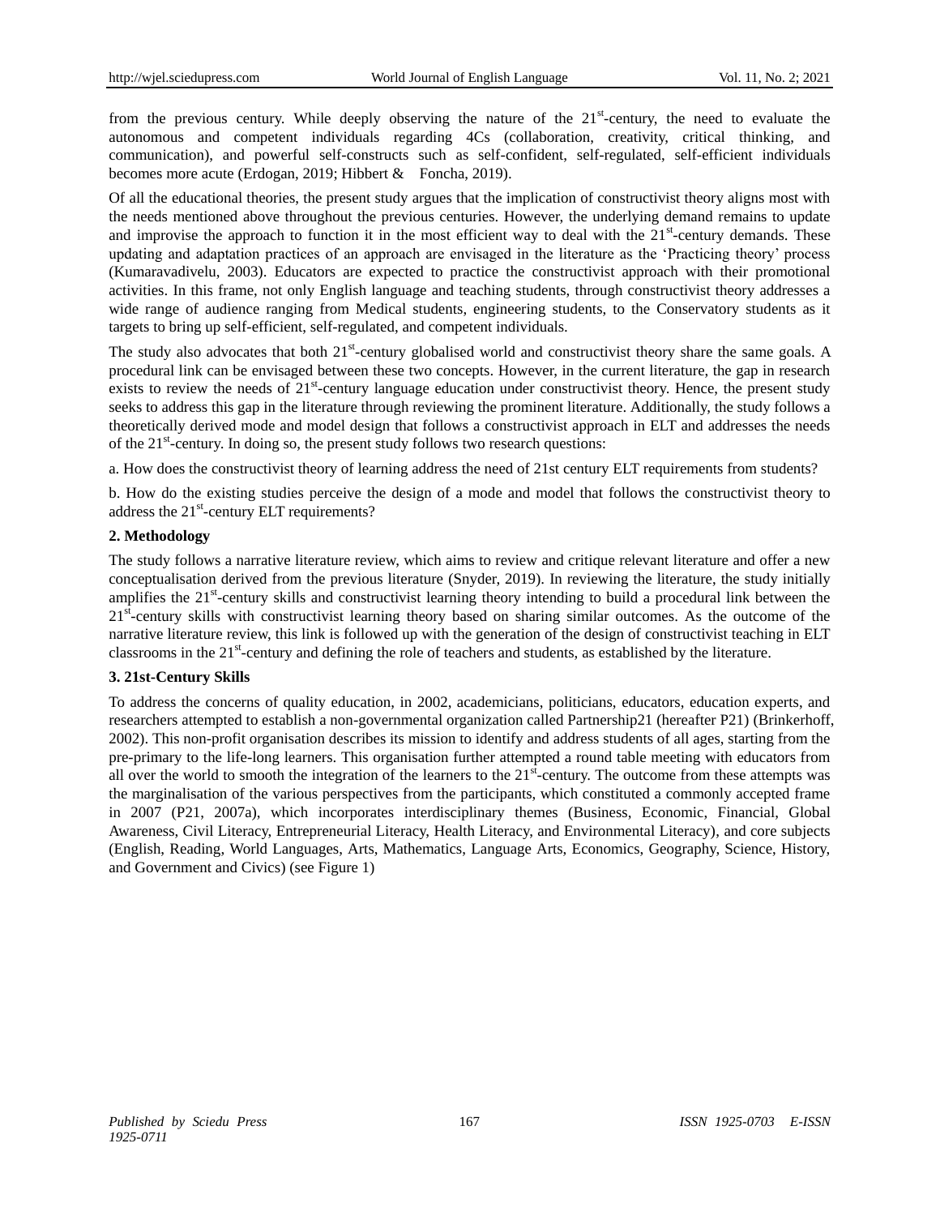from the previous century. While deeply observing the nature of the 21st-century, the need to evaluate the autonomous and competent individuals regarding 4Cs (collaboration, creativity, critical thinking, and communication), and powerful self-constructs such as self-confident, self-regulated, self-efficient individuals becomes more acute (Erdogan, 2019; Hibbert & Foncha, 2019).

Of all the educational theories, the present study argues that the implication of constructivist theory aligns most with the needs mentioned above throughout the previous centuries. However, the underlying demand remains to update and improvise the approach to function it in the most efficient way to deal with the 21st-century demands. These updating and adaptation practices of an approach are envisaged in the literature as the 'Practicing theory' process (Kumaravadivelu, 2003). Educators are expected to practice the constructivist approach with their promotional activities. In this frame, not only English language and teaching students, through constructivist theory addresses a wide range of audience ranging from Medical students, engineering students, to the Conservatory students as it targets to bring up self-efficient, self-regulated, and competent individuals.

The study also advocates that both 21st-century globalised world and constructivist theory share the same goals. A procedural link can be envisaged between these two concepts. However, in the current literature, the gap in research exists to review the needs of 21st-century language education under constructivist theory. Hence, the present study seeks to address this gap in the literature through reviewing the prominent literature. Additionally, the study follows a theoretically derived mode and model design that follows a constructivist approach in ELT and addresses the needs of the 21st-century. In doing so, the present study follows two research questions:

a. How does the constructivist theory of learning address the need of 21st century ELT requirements from students?

b. How do the existing studies perceive the design of a mode and model that follows the constructivist theory to address the 21st-century ELT requirements?

## 2. Methodology

The study follows a narrative literature review, which aims to review and critique relevant literature and offer a new conceptualisation derived from the previous literature (Snyder, 2019). In reviewing the literature, the study initially amplifies the 21st-century skills and constructivist learning theory intending to build a procedural link between the 21st-century skills with constructivist learning theory based on sharing similar outcomes. As the outcome of the narrative literature review, this link is followed up with the generation of the design of constructivist teaching in ELT classrooms in the 21st-century and defining the role of teachers and students, as established by the literature.

## 3. 21st-Century Skills

To address the concerns of quality education, in 2002, academicians, politicians, educators, education experts, and researchers attempted to establish a non-governmental organization called Partnership21 (hereafter P21) (Brinkerhoff, 2002). This non-profit organisation describes its mission to identify and address students of all ages, starting from the pre-primary to the life-long learners. This organisation further attempted a round table meeting with educators from all over the world to smooth the integration of the learners to the 21st-century. The outcome from these attempts was the marginalisation of the various perspectives from the participants, which constituted a commonly accepted frame in 2007 (P21, 2007a), which incorporates interdisciplinary themes (Business, Economic, Financial, Global Awareness, Civil Literacy, Entrepreneurial Literacy, Health Literacy, and Environmental Literacy), and core subjects (English, Reading, World Languages, Arts, Mathematics, Language Arts, Economics, Geography, Science, History, and Government and Civics) (see Figure 1)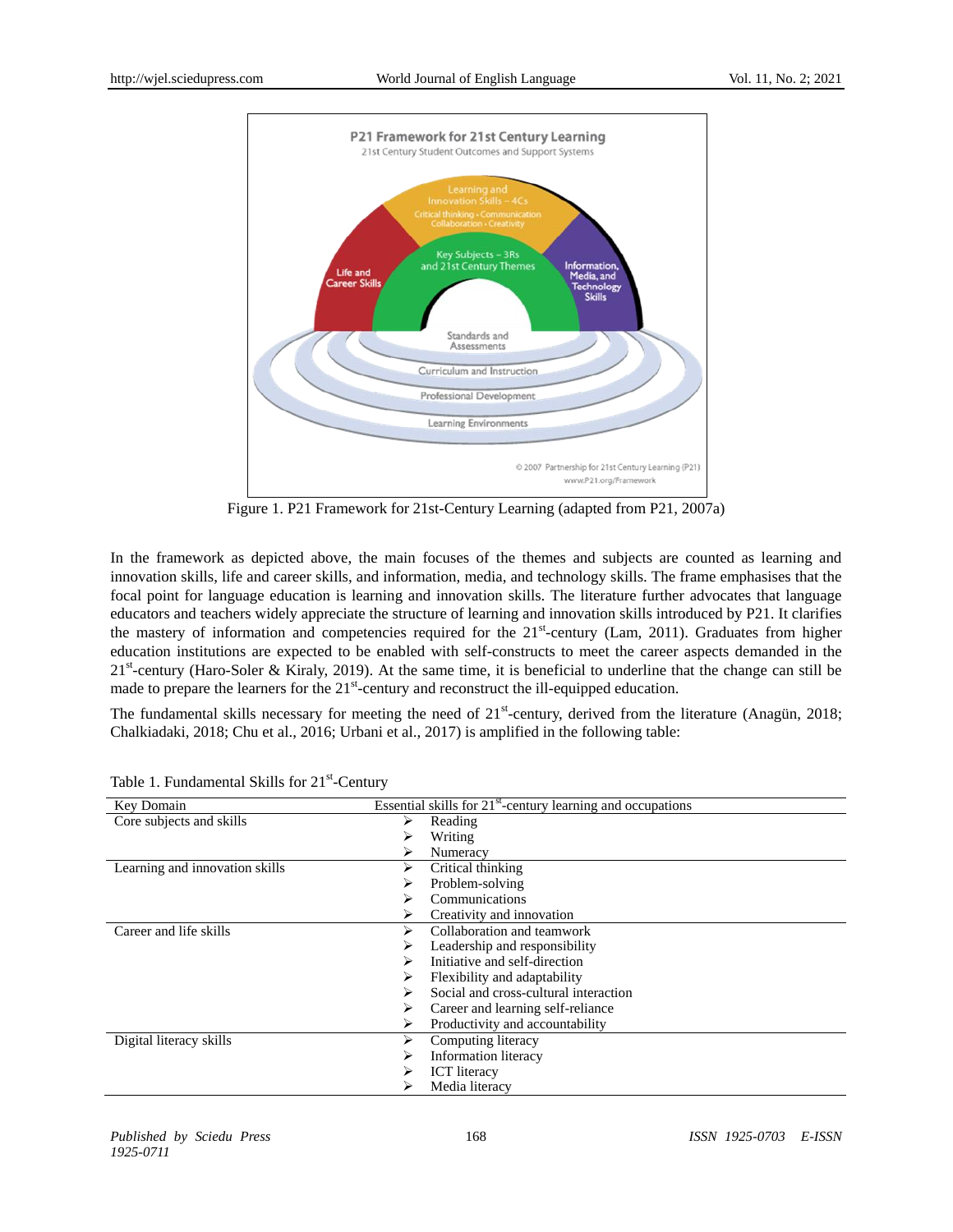Figure 1. P21 Framework for 21st-Century Learning (adapted from P21, 2007a)

In the framework as depicted above, the main focuses of the themes and subjects are counted as learning and innovation skills, life and career skills, and information, media, and technology skills. The frame emphasises that the focal point for language education is learning and innovation skills. The literature further advocates that language educators and teachers widely appreciate the structure of learning and innovation skills introduced by P21. It clarifies the mastery of information and competencies required for the 21st-century (Lam, 2011). Graduates from higher education institutions are expected to be enabled with self-constructs to meet the career aspects demanded in the 21st-century (Haro-Soler & Kiraly, 2019). At the same time, it is beneficial to underline that the change can still be made to prepare the learners for the 21st-century and reconstruct the ill-equipped education.

The fundamental skills necessary for meeting the need of 21st-century, derived from the literature (Anagün, 2018; Chalkiadaki, 2018; Chu et al., 2016; Urbani et al., 2017) is amplified in the following table:

Table 1. Fundamental Skills for 21st-Century

| Key Domain | Essential skills for 21st-century learning and occupations |
|---|---|
| Core subjects and skills | ➢ Reading<br>➢ Writing<br>➢ Numeracy |
| Learning and innovation skills | ➢ Critical thinking<br>➢ Problem-solving<br>➢ Communications<br>➢ Creativity and innovation |
| Career and life skills | ➢ Collaboration and teamwork<br>➢ Leadership and responsibility<br>➢ Initiative and self-direction<br>➢ Flexibility and adaptability<br>➢ Social and cross-cultural interaction<br>➢ Career and learning self-reliance<br>➢ Productivity and accountability |
| Digital literacy skills | ➢ Computing literacy<br>➢ Information literacy<br>➢ ICT literacy<br>➢ Media literacy |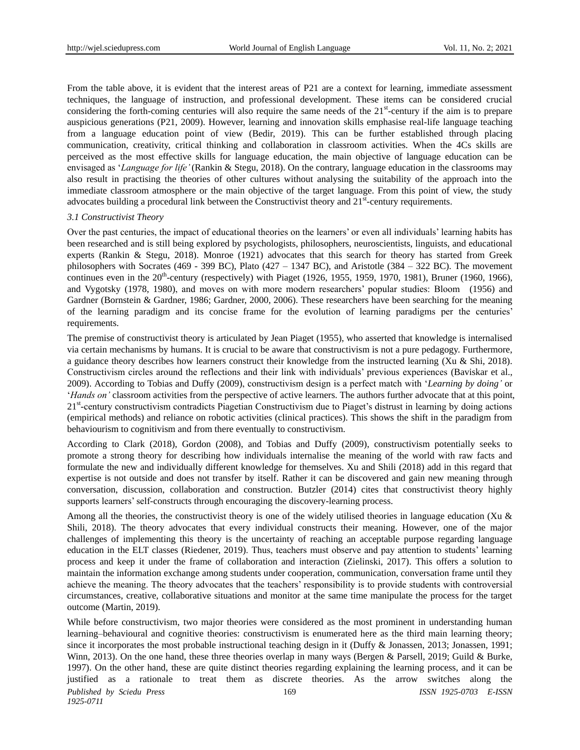From the table above, it is evident that the interest areas of P21 are a context for learning, immediate assessment techniques, the language of instruction, and professional development. These items can be considered crucial considering the forth-coming centuries will also require the same needs of the 21st-century if the aim is to prepare auspicious generations (P21, 2009). However, learning and innovation skills emphasise real-life language teaching from a language education point of view (Bedir, 2019). This can be further established through placing communication, creativity, critical thinking and collaboration in classroom activities. When the 4Cs skills are perceived as the most effective skills for language education, the main objective of language education can be envisaged as '*Language for life'* (Rankin & Stegu, 2018). On the contrary, language education in the classrooms may also result in practising the theories of other cultures without analysing the suitability of the approach into the immediate classroom atmosphere or the main objective of the target language. From this point of view, the study advocates building a procedural link between the Constructivist theory and 21st-century requirements.

### *3.1 Constructivist Theory*

Over the past centuries, the impact of educational theories on the learners' or even all individuals' learning habits has been researched and is still being explored by psychologists, philosophers, neuroscientists, linguists, and educational experts (Rankin & Stegu, 2018). Monroe (1921) advocates that this search for theory has started from Greek philosophers with Socrates (469 - 399 BC), Plato (427 – 1347 BC), and Aristotle (384 – 322 BC). The movement continues even in the 20th-century (respectively) with Piaget (1926, 1955, 1959, 1970, 1981), Bruner (1960, 1966), and Vygotsky (1978, 1980), and moves on with more modern researchers' popular studies: Bloom (1956) and Gardner (Bornstein & Gardner, 1986; Gardner, 2000, 2006). These researchers have been searching for the meaning of the learning paradigm and its concise frame for the evolution of learning paradigms per the centuries' requirements.

The premise of constructivist theory is articulated by Jean Piaget (1955), who asserted that knowledge is internalised via certain mechanisms by humans. It is crucial to be aware that constructivism is not a pure pedagogy. Furthermore, a guidance theory describes how learners construct their knowledge from the instructed learning (Xu & Shi, 2018). Constructivism circles around the reflections and their link with individuals' previous experiences (Baviskar et al., 2009). According to Tobias and Duffy (2009), constructivism design is a perfect match with '*Learning by doing'* or '*Hands on'* classroom activities from the perspective of active learners. The authors further advocate that at this point, 21st-century constructivism contradicts Piagetian Constructivism due to Piaget's distrust in learning by doing actions (empirical methods) and reliance on robotic activities (clinical practices). This shows the shift in the paradigm from behaviourism to cognitivism and from there eventually to constructivism.

According to Clark (2018), Gordon (2008), and Tobias and Duffy (2009), constructivism potentially seeks to promote a strong theory for describing how individuals internalise the meaning of the world with raw facts and formulate the new and individually different knowledge for themselves. Xu and Shili (2018) add in this regard that expertise is not outside and does not transfer by itself. Rather it can be discovered and gain new meaning through conversation, discussion, collaboration and construction. Butzler (2014) cites that constructivist theory highly supports learners' self-constructs through encouraging the discovery-learning process.

Among all the theories, the constructivist theory is one of the widely utilised theories in language education (Xu & Shili, 2018). The theory advocates that every individual constructs their meaning. However, one of the major challenges of implementing this theory is the uncertainty of reaching an acceptable purpose regarding language education in the ELT classes (Riedener, 2019). Thus, teachers must observe and pay attention to students' learning process and keep it under the frame of collaboration and interaction (Zielinski, 2017). This offers a solution to maintain the information exchange among students under cooperation, communication, conversation frame until they achieve the meaning. The theory advocates that the teachers' responsibility is to provide students with controversial circumstances, creative, collaborative situations and monitor at the same time manipulate the process for the target outcome (Martin, 2019).

While before constructivism, two major theories were considered as the most prominent in understanding human learning–behavioural and cognitive theories: constructivism is enumerated here as the third main learning theory; since it incorporates the most probable instructional teaching design in it (Duffy & Jonassen, 2013; Jonassen, 1991; Winn, 2013). On the one hand, these three theories overlap in many ways (Bergen & Parsell, 2019; Guild & Burke, 1997). On the other hand, these are quite distinct theories regarding explaining the learning process, and it can be justified as a rationale to treat them as discrete theories. As the arrow switches along the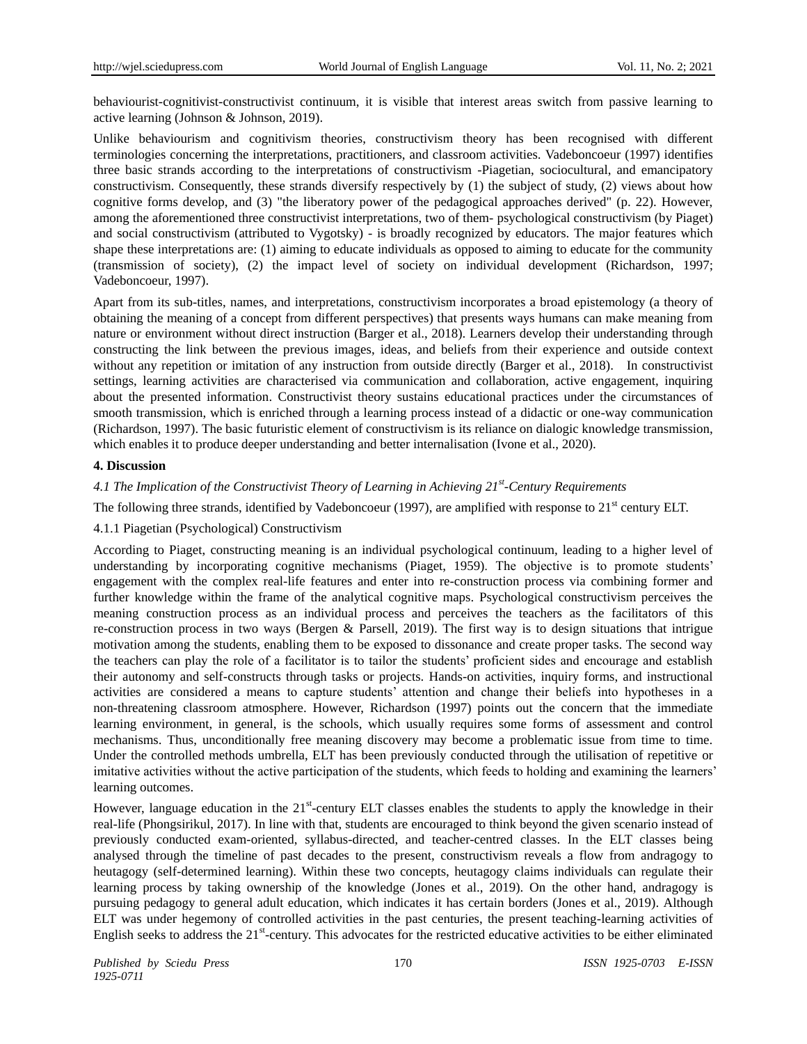behaviourist-cognitivist-constructivist continuum, it is visible that interest areas switch from passive learning to active learning (Johnson & Johnson, 2019).

Unlike behaviourism and cognitivism theories, constructivism theory has been recognised with different terminologies concerning the interpretations, practitioners, and classroom activities. Vadeboncoeur (1997) identifies three basic strands according to the interpretations of constructivism -Piagetian, sociocultural, and emancipatory constructivism. Consequently, these strands diversify respectively by (1) the subject of study, (2) views about how cognitive forms develop, and (3) "the liberatory power of the pedagogical approaches derived" (p. 22). However, among the aforementioned three constructivist interpretations, two of them- psychological constructivism (by Piaget) and social constructivism (attributed to Vygotsky) - is broadly recognized by educators. The major features which shape these interpretations are: (1) aiming to educate individuals as opposed to aiming to educate for the community (transmission of society), (2) the impact level of society on individual development (Richardson, 1997; Vadeboncoeur, 1997).

Apart from its sub-titles, names, and interpretations, constructivism incorporates a broad epistemology (a theory of obtaining the meaning of a concept from different perspectives) that presents ways humans can make meaning from nature or environment without direct instruction (Barger et al., 2018). Learners develop their understanding through constructing the link between the previous images, ideas, and beliefs from their experience and outside context without any repetition or imitation of any instruction from outside directly (Barger et al., 2018). In constructivist settings, learning activities are characterised via communication and collaboration, active engagement, inquiring about the presented information. Constructivist theory sustains educational practices under the circumstances of smooth transmission, which is enriched through a learning process instead of a didactic or one-way communication (Richardson, 1997). The basic futuristic element of constructivism is its reliance on dialogic knowledge transmission, which enables it to produce deeper understanding and better internalisation (Ivone et al., 2020).

## 4. Discussion

### *4.1 The Implication of the Constructivist Theory of Learning in Achieving 21st-Century Requirements*

The following three strands, identified by Vadeboncoeur (1997), are amplified with response to 21st century ELT.

#### 4.1.1 Piagetian (Psychological) Constructivism

According to Piaget, constructing meaning is an individual psychological continuum, leading to a higher level of understanding by incorporating cognitive mechanisms (Piaget, 1959). The objective is to promote students' engagement with the complex real-life features and enter into re-construction process via combining former and further knowledge within the frame of the analytical cognitive maps. Psychological constructivism perceives the meaning construction process as an individual process and perceives the teachers as the facilitators of this re-construction process in two ways (Bergen & Parsell, 2019). The first way is to design situations that intrigue motivation among the students, enabling them to be exposed to dissonance and create proper tasks. The second way the teachers can play the role of a facilitator is to tailor the students' proficient sides and encourage and establish their autonomy and self-constructs through tasks or projects. Hands-on activities, inquiry forms, and instructional activities are considered a means to capture students' attention and change their beliefs into hypotheses in a non-threatening classroom atmosphere. However, Richardson (1997) points out the concern that the immediate learning environment, in general, is the schools, which usually requires some forms of assessment and control mechanisms. Thus, unconditionally free meaning discovery may become a problematic issue from time to time. Under the controlled methods umbrella, ELT has been previously conducted through the utilisation of repetitive or imitative activities without the active participation of the students, which feeds to holding and examining the learners' learning outcomes.

However, language education in the 21st-century ELT classes enables the students to apply the knowledge in their real-life (Phongsirikul, 2017). In line with that, students are encouraged to think beyond the given scenario instead of previously conducted exam-oriented, syllabus-directed, and teacher-centred classes. In the ELT classes being analysed through the timeline of past decades to the present, constructivism reveals a flow from andragogy to heutagogy (self-determined learning). Within these two concepts, heutagogy claims individuals can regulate their learning process by taking ownership of the knowledge (Jones et al., 2019). On the other hand, andragogy is pursuing pedagogy to general adult education, which indicates it has certain borders (Jones et al., 2019). Although ELT was under hegemony of controlled activities in the past centuries, the present teaching-learning activities of English seeks to address the 21st-century. This advocates for the restricted educative activities to be either eliminated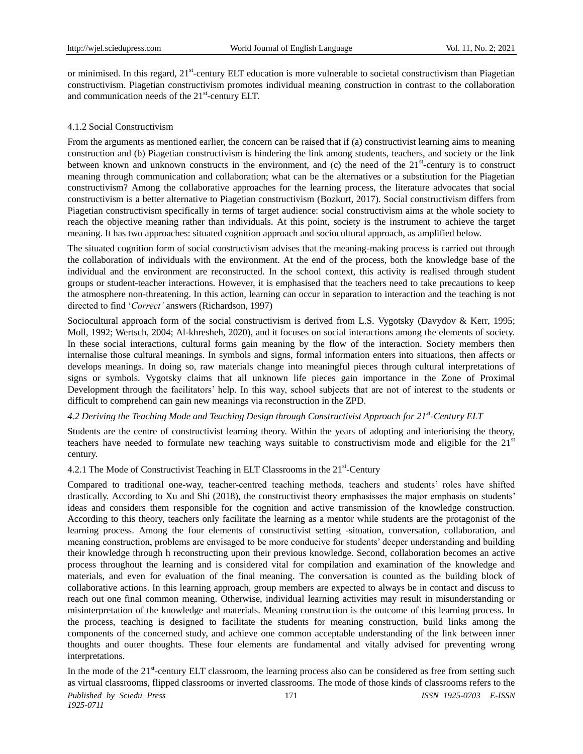or minimised. In this regard, 21st-century ELT education is more vulnerable to societal constructivism than Piagetian constructivism. Piagetian constructivism promotes individual meaning construction in contrast to the collaboration and communication needs of the 21st-century ELT.

#### 4.1.2 Social Constructivism

From the arguments as mentioned earlier, the concern can be raised that if (a) constructivist learning aims to meaning construction and (b) Piagetian constructivism is hindering the link among students, teachers, and society or the link between known and unknown constructs in the environment, and (c) the need of the 21st-century is to construct meaning through communication and collaboration; what can be the alternatives or a substitution for the Piagetian constructivism? Among the collaborative approaches for the learning process, the literature advocates that social constructivism is a better alternative to Piagetian constructivism (Bozkurt, 2017). Social constructivism differs from Piagetian constructivism specifically in terms of target audience: social constructivism aims at the whole society to reach the objective meaning rather than individuals. At this point, society is the instrument to achieve the target meaning. It has two approaches: situated cognition approach and sociocultural approach, as amplified below.

The situated cognition form of social constructivism advises that the meaning-making process is carried out through the collaboration of individuals with the environment. At the end of the process, both the knowledge base of the individual and the environment are reconstructed. In the school context, this activity is realised through student groups or student-teacher interactions. However, it is emphasised that the teachers need to take precautions to keep the atmosphere non-threatening. In this action, learning can occur in separation to interaction and the teaching is not directed to find '*Correct'* answers (Richardson, 1997)

Sociocultural approach form of the social constructivism is derived from L.S. Vygotsky (Davydov & Kerr, 1995; Moll, 1992; Wertsch, 2004; Al-khresheh, 2020), and it focuses on social interactions among the elements of society. In these social interactions, cultural forms gain meaning by the flow of the interaction. Society members then internalise those cultural meanings. In symbols and signs, formal information enters into situations, then affects or develops meanings. In doing so, raw materials change into meaningful pieces through cultural interpretations of signs or symbols. Vygotsky claims that all unknown life pieces gain importance in the Zone of Proximal Development through the facilitators' help. In this way, school subjects that are not of interest to the students or difficult to comprehend can gain new meanings via reconstruction in the ZPD.

### *4.2 Deriving the Teaching Mode and Teaching Design through Constructivist Approach for 21st-Century ELT*

Students are the centre of constructivist learning theory. Within the years of adopting and interiorising the theory, teachers have needed to formulate new teaching ways suitable to constructivism mode and eligible for the 21st century.

#### 4.2.1 The Mode of Constructivist Teaching in ELT Classrooms in the 21st-Century

Compared to traditional one-way, teacher-centred teaching methods, teachers and students' roles have shifted drastically. According to Xu and Shi (2018), the constructivist theory emphasisses the major emphasis on students' ideas and considers them responsible for the cognition and active transmission of the knowledge construction. According to this theory, teachers only facilitate the learning as a mentor while students are the protagonist of the learning process. Among the four elements of constructivist setting -situation, conversation, collaboration, and meaning construction, problems are envisaged to be more conducive for students' deeper understanding and building their knowledge through h reconstructing upon their previous knowledge. Second, collaboration becomes an active process throughout the learning and is considered vital for compilation and examination of the knowledge and materials, and even for evaluation of the final meaning. The conversation is counted as the building block of collaborative actions. In this learning approach, group members are expected to always be in contact and discuss to reach out one final common meaning. Otherwise, individual learning activities may result in misunderstanding or misinterpretation of the knowledge and materials. Meaning construction is the outcome of this learning process. In the process, teaching is designed to facilitate the students for meaning construction, build links among the components of the concerned study, and achieve one common acceptable understanding of the link between inner thoughts and outer thoughts. These four elements are fundamental and vitally advised for preventing wrong interpretations.

In the mode of the 21st-century ELT classroom, the learning process also can be considered as free from setting such as virtual classrooms, flipped classrooms or inverted classrooms. The mode of those kinds of classrooms refers to the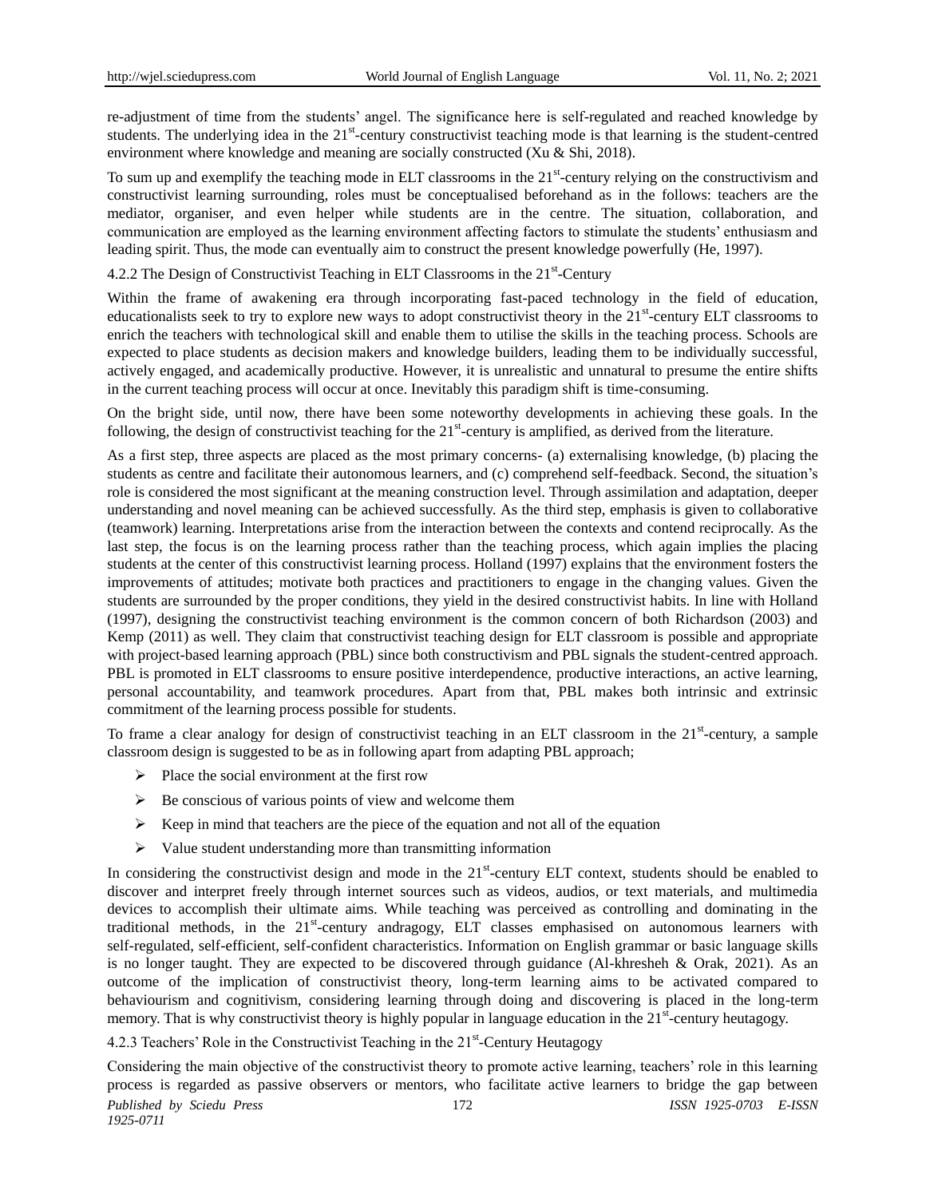re-adjustment of time from the students' angel. The significance here is self-regulated and reached knowledge by students. The underlying idea in the 21st-century constructivist teaching mode is that learning is the student-centred environment where knowledge and meaning are socially constructed (Xu & Shi, 2018).

To sum up and exemplify the teaching mode in ELT classrooms in the 21st-century relying on the constructivism and constructivist learning surrounding, roles must be conceptualised beforehand as in the follows: teachers are the mediator, organiser, and even helper while students are in the centre. The situation, collaboration, and communication are employed as the learning environment affecting factors to stimulate the students' enthusiasm and leading spirit. Thus, the mode can eventually aim to construct the present knowledge powerfully (He, 1997).

### 4.2.2 The Design of Constructivist Teaching in ELT Classrooms in the 21st-Century

Within the frame of awakening era through incorporating fast-paced technology in the field of education, educationalists seek to try to explore new ways to adopt constructivist theory in the 21st-century ELT classrooms to enrich the teachers with technological skill and enable them to utilise the skills in the teaching process. Schools are expected to place students as decision makers and knowledge builders, leading them to be individually successful, actively engaged, and academically productive. However, it is unrealistic and unnatural to presume the entire shifts in the current teaching process will occur at once. Inevitably this paradigm shift is time-consuming.

On the bright side, until now, there have been some noteworthy developments in achieving these goals. In the following, the design of constructivist teaching for the 21st-century is amplified, as derived from the literature.

As a first step, three aspects are placed as the most primary concerns- (a) externalising knowledge, (b) placing the students as centre and facilitate their autonomous learners, and (c) comprehend self-feedback. Second, the situation's role is considered the most significant at the meaning construction level. Through assimilation and adaptation, deeper understanding and novel meaning can be achieved successfully. As the third step, emphasis is given to collaborative (teamwork) learning. Interpretations arise from the interaction between the contexts and contend reciprocally. As the last step, the focus is on the learning process rather than the teaching process, which again implies the placing students at the center of this constructivist learning process. Holland (1997) explains that the environment fosters the improvements of attitudes; motivate both practices and practitioners to engage in the changing values. Given the students are surrounded by the proper conditions, they yield in the desired constructivist habits. In line with Holland (1997), designing the constructivist teaching environment is the common concern of both Richardson (2003) and Kemp (2011) as well. They claim that constructivist teaching design for ELT classroom is possible and appropriate with project-based learning approach (PBL) since both constructivism and PBL signals the student-centred approach. PBL is promoted in ELT classrooms to ensure positive interdependence, productive interactions, an active learning, personal accountability, and teamwork procedures. Apart from that, PBL makes both intrinsic and extrinsic commitment of the learning process possible for students.

To frame a clear analogy for design of constructivist teaching in an ELT classroom in the 21st-century, a sample classroom design is suggested to be as in following apart from adapting PBL approach;

- Place the social environment at the first row
- Be conscious of various points of view and welcome them
- Keep in mind that teachers are the piece of the equation and not all of the equation
- Value student understanding more than transmitting information

In considering the constructivist design and mode in the 21st-century ELT context, students should be enabled to discover and interpret freely through internet sources such as videos, audios, or text materials, and multimedia devices to accomplish their ultimate aims. While teaching was perceived as controlling and dominating in the traditional methods, in the 21st-century andragogy, ELT classes emphasised on autonomous learners with self-regulated, self-efficient, self-confident characteristics. Information on English grammar or basic language skills is no longer taught. They are expected to be discovered through guidance (Al-khresheh & Orak, 2021). As an outcome of the implication of constructivist theory, long-term learning aims to be activated compared to behaviourism and cognitivism, considering learning through doing and discovering is placed in the long-term memory. That is why constructivist theory is highly popular in language education in the 21st-century heutagogy.

### 4.2.3 Teachers' Role in the Constructivist Teaching in the 21st-Century Heutagogy

Considering the main objective of the constructivist theory to promote active learning, teachers' role in this learning process is regarded as passive observers or mentors, who facilitate active learners to bridge the gap between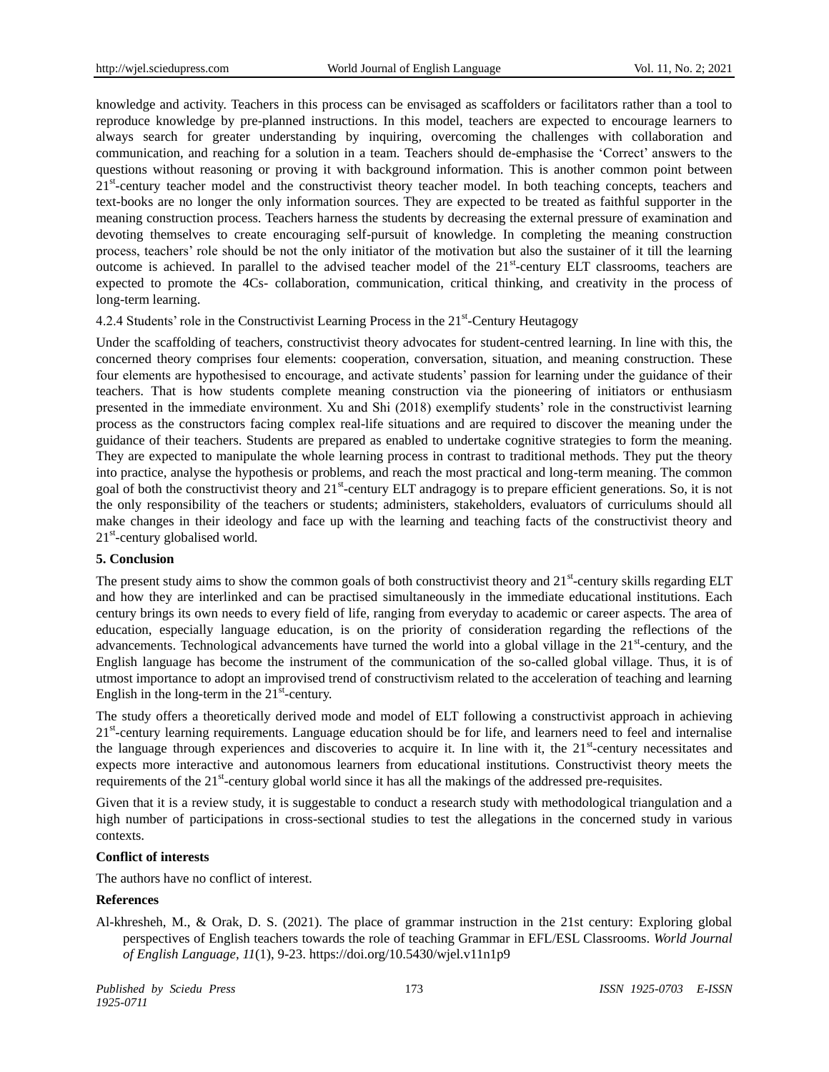knowledge and activity. Teachers in this process can be envisaged as scaffolders or facilitators rather than a tool to reproduce knowledge by pre-planned instructions. In this model, teachers are expected to encourage learners to always search for greater understanding by inquiring, overcoming the challenges with collaboration and communication, and reaching for a solution in a team. Teachers should de-emphasise the 'Correct' answers to the questions without reasoning or proving it with background information. This is another common point between 21st-century teacher model and the constructivist theory teacher model. In both teaching concepts, teachers and text-books are no longer the only information sources. They are expected to be treated as faithful supporter in the meaning construction process. Teachers harness the students by decreasing the external pressure of examination and devoting themselves to create encouraging self-pursuit of knowledge. In completing the meaning construction process, teachers' role should be not the only initiator of the motivation but also the sustainer of it till the learning outcome is achieved. In parallel to the advised teacher model of the 21st-century ELT classrooms, teachers are expected to promote the 4Cs- collaboration, communication, critical thinking, and creativity in the process of long-term learning.

#### 4.2.4 Students' role in the Constructivist Learning Process in the 21st-Century Heutagogy

Under the scaffolding of teachers, constructivist theory advocates for student-centred learning. In line with this, the concerned theory comprises four elements: cooperation, conversation, situation, and meaning construction. These four elements are hypothesised to encourage, and activate students' passion for learning under the guidance of their teachers. That is how students complete meaning construction via the pioneering of initiators or enthusiasm presented in the immediate environment. Xu and Shi (2018) exemplify students' role in the constructivist learning process as the constructors facing complex real-life situations and are required to discover the meaning under the guidance of their teachers. Students are prepared as enabled to undertake cognitive strategies to form the meaning. They are expected to manipulate the whole learning process in contrast to traditional methods. They put the theory into practice, analyse the hypothesis or problems, and reach the most practical and long-term meaning. The common goal of both the constructivist theory and 21st-century ELT andragogy is to prepare efficient generations. So, it is not the only responsibility of the teachers or students; administers, stakeholders, evaluators of curriculums should all make changes in their ideology and face up with the learning and teaching facts of the constructivist theory and 21st-century globalised world.

## 5. Conclusion

The present study aims to show the common goals of both constructivist theory and 21st-century skills regarding ELT and how they are interlinked and can be practised simultaneously in the immediate educational institutions. Each century brings its own needs to every field of life, ranging from everyday to academic or career aspects. The area of education, especially language education, is on the priority of consideration regarding the reflections of the advancements. Technological advancements have turned the world into a global village in the 21st-century, and the English language has become the instrument of the communication of the so-called global village. Thus, it is of utmost importance to adopt an improvised trend of constructivism related to the acceleration of teaching and learning English in the long-term in the 21st-century.

The study offers a theoretically derived mode and model of ELT following a constructivist approach in achieving 21st-century learning requirements. Language education should be for life, and learners need to feel and internalise the language through experiences and discoveries to acquire it. In line with it, the 21st-century necessitates and expects more interactive and autonomous learners from educational institutions. Constructivist theory meets the requirements of the 21st-century global world since it has all the makings of the addressed pre-requisites.

Given that it is a review study, it is suggestable to conduct a research study with methodological triangulation and a high number of participations in cross-sectional studies to test the allegations in the concerned study in various contexts.

**Conflict of interests**

The authors have no conflict of interest.

**References**

Al-khresheh, M., & Orak, D. S. (2021). The place of grammar instruction in the 21st century: Exploring global perspectives of English teachers towards the role of teaching Grammar in EFL/ESL Classrooms. *World Journal of English Language, 11*(1), 9-23. https://doi.org/10.5430/wjel.v11n1p9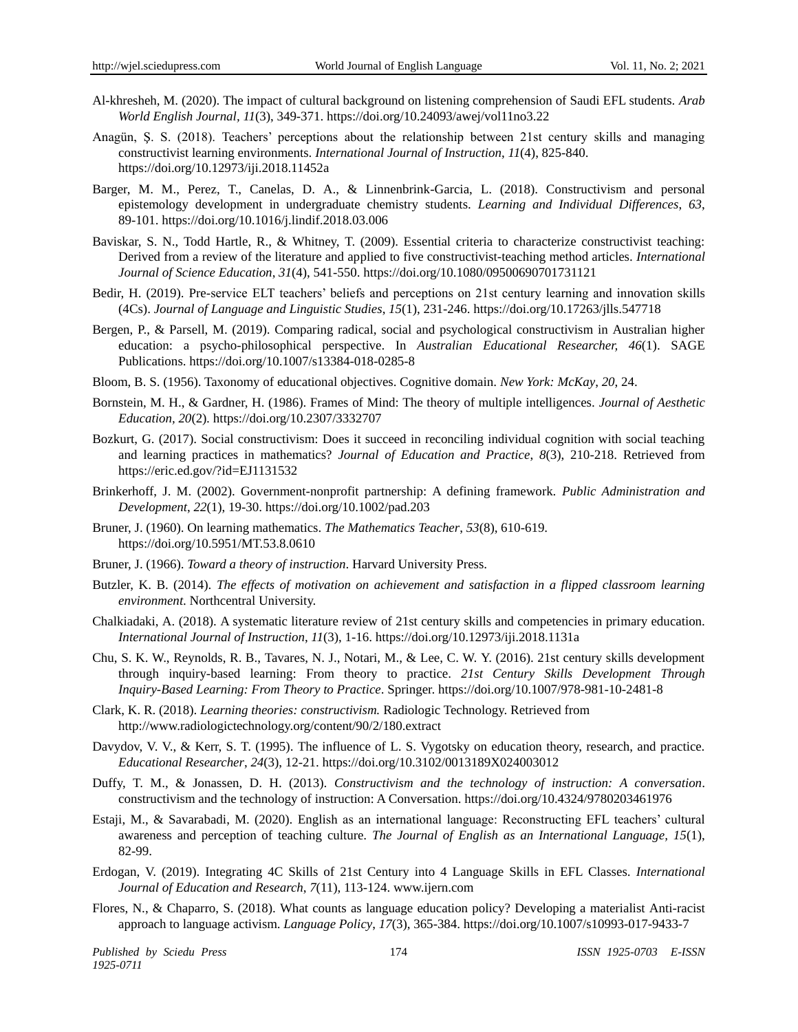Al-khresheh, M. (2020). The impact of cultural background on listening comprehension of Saudi EFL students. *Arab World English Journal*, *11*(3), 349-371. https://doi.org/10.24093/awej/vol11no3.22

Anagün, Ş. S. (2018). Teachers' perceptions about the relationship between 21st century skills and managing constructivist learning environments. *International Journal of Instruction*, *11*(4), 825-840. https://doi.org/10.12973/iji.2018.11452a

Barger, M. M., Perez, T., Canelas, D. A., & Linnenbrink-Garcia, L. (2018). Constructivism and personal epistemology development in undergraduate chemistry students. *Learning and Individual Differences*, *63*, 89-101. https://doi.org/10.1016/j.lindif.2018.03.006

Baviskar, S. N., Todd Hartle, R., & Whitney, T. (2009). Essential criteria to characterize constructivist teaching: Derived from a review of the literature and applied to five constructivist-teaching method articles. *International Journal of Science Education*, *31*(4), 541-550. https://doi.org/10.1080/09500690701731121

Bedir, H. (2019). Pre-service ELT teachers' beliefs and perceptions on 21st century learning and innovation skills (4Cs). *Journal of Language and Linguistic Studies*, *15*(1), 231-246. https://doi.org/10.17263/jlls.547718

Bergen, P., & Parsell, M. (2019). Comparing radical, social and psychological constructivism in Australian higher education: a psycho-philosophical perspective. In *Australian Educational Researcher, 46*(1). SAGE Publications. https://doi.org/10.1007/s13384-018-0285-8

Bloom, B. S. (1956). Taxonomy of educational objectives. Cognitive domain. *New York: McKay*, *20*, 24.

Bornstein, M. H., & Gardner, H. (1986). Frames of Mind: The theory of multiple intelligences. *Journal of Aesthetic Education, 20*(2). https://doi.org/10.2307/3332707

Bozkurt, G. (2017). Social constructivism: Does it succeed in reconciling individual cognition with social teaching and learning practices in mathematics? *Journal of Education and Practice*, *8*(3), 210-218. Retrieved from https://eric.ed.gov/?id=EJ1131532

Brinkerhoff, J. M. (2002). Government-nonprofit partnership: A defining framework. *Public Administration and Development*, *22*(1), 19-30. https://doi.org/10.1002/pad.203

Bruner, J. (1960). On learning mathematics. *The Mathematics Teacher*, *53*(8), 610-619. https://doi.org/10.5951/MT.53.8.0610

Bruner, J. (1966). *Toward a theory of instruction*. Harvard University Press.

Butzler, K. B. (2014). *The effects of motivation on achievement and satisfaction in a flipped classroom learning environment*. Northcentral University.

Chalkiadaki, A. (2018). A systematic literature review of 21st century skills and competencies in primary education. *International Journal of Instruction*, *11*(3), 1-16. https://doi.org/10.12973/iji.2018.1131a

Chu, S. K. W., Reynolds, R. B., Tavares, N. J., Notari, M., & Lee, C. W. Y. (2016). 21st century skills development through inquiry-based learning: From theory to practice. *21st Century Skills Development Through Inquiry-Based Learning: From Theory to Practice*. Springer. https://doi.org/10.1007/978-981-10-2481-8

Clark, K. R. (2018). *Learning theories: constructivism.* Radiologic Technology. Retrieved from http://www.radiologictechnology.org/content/90/2/180.extract

Davydov, V. V., & Kerr, S. T. (1995). The influence of L. S. Vygotsky on education theory, research, and practice. *Educational Researcher*, *24*(3), 12-21. https://doi.org/10.3102/0013189X024003012

Duffy, T. M., & Jonassen, D. H. (2013). *Constructivism and the technology of instruction: A conversation*. constructivism and the technology of instruction: A Conversation. https://doi.org/10.4324/9780203461976

Estaji, M., & Savarabadi, M. (2020). English as an international language: Reconstructing EFL teachers' cultural awareness and perception of teaching culture. *The Journal of English as an International Language, 15*(1), 82-99.

Erdogan, V. (2019). Integrating 4C Skills of 21st Century into 4 Language Skills in EFL Classes. *International Journal of Education and Research, 7*(11), 113-124. www.ijern.com

Flores, N., & Chaparro, S. (2018). What counts as language education policy? Developing a materialist Anti-racist approach to language activism. *Language Policy*, *17*(3), 365-384. https://doi.org/10.1007/s10993-017-9433-7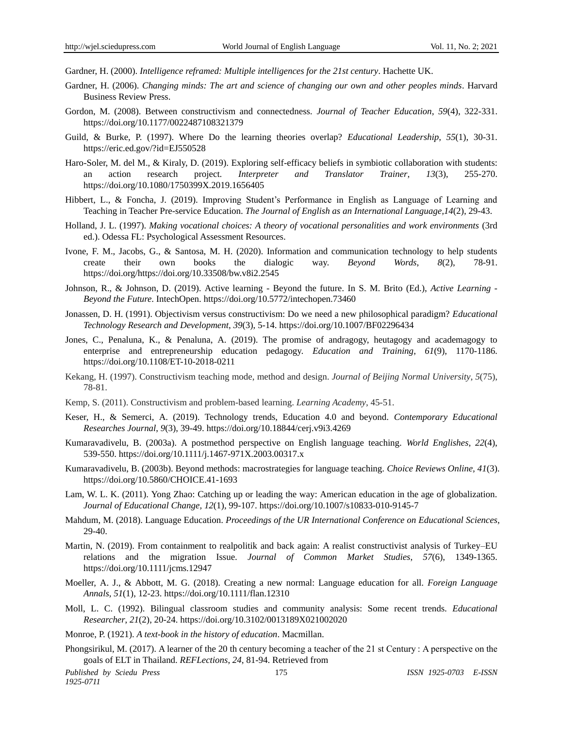Gardner, H. (2000). *Intelligence reframed: Multiple intelligences for the 21st century*. Hachette UK.

Gardner, H. (2006). *Changing minds: The art and science of changing our own and other peoples minds*. Harvard Business Review Press.

Gordon, M. (2008). Between constructivism and connectedness. *Journal of Teacher Education*, *59*(4), 322-331. https://doi.org/10.1177/0022487108321379

Guild, & Burke, P. (1997). Where Do the learning theories overlap? *Educational Leadership*, *55*(1), 30-31. https://eric.ed.gov/?id=EJ550528

Haro-Soler, M. del M., & Kiraly, D. (2019). Exploring self-efficacy beliefs in symbiotic collaboration with students: an action research project. *Interpreter and Translator Trainer*, *13*(3), 255-270. https://doi.org/10.1080/1750399X.2019.1656405

Hibbert, L., & Foncha, J. (2019). Improving Student's Performance in English as Language of Learning and Teaching in Teacher Pre-service Education. *The Journal of English as an International Language,14*(2), 29-43.

Holland, J. L. (1997). *Making vocational choices: A theory of vocational personalities and work environments* (3rd ed.). Odessa FL: Psychological Assessment Resources.

Ivone, F. M., Jacobs, G., & Santosa, M. H. (2020). Information and communication technology to help students create their own books the dialogic way. *Beyond Words*, *8*(2), 78-91. https://doi.org/https://doi.org/10.33508/bw.v8i2.2545

Johnson, R., & Johnson, D. (2019). Active learning - Beyond the future. In S. M. Brito (Ed.), *Active Learning - Beyond the Future*. IntechOpen. https://doi.org/10.5772/intechopen.73460

Jonassen, D. H. (1991). Objectivism versus constructivism: Do we need a new philosophical paradigm? *Educational Technology Research and Development*, *39*(3), 5-14. https://doi.org/10.1007/BF02296434

Jones, C., Penaluna, K., & Penaluna, A. (2019). The promise of andragogy, heutagogy and academagogy to enterprise and entrepreneurship education pedagogy. *Education and Training*, *61*(9), 1170-1186. https://doi.org/10.1108/ET-10-2018-0211

Kekang, H. (1997). Constructivism teaching mode, method and design. *Journal of Beijing Normal University*, *5*(75), 78-81.

Kemp, S. (2011). Constructivism and problem-based learning. *Learning Academy*, 45-51.

Keser, H., & Semerci, A. (2019). Technology trends, Education 4.0 and beyond. *Contemporary Educational Researches Journal*, *9*(3), 39-49. https://doi.org/10.18844/cerj.v9i3.4269

Kumaravadivelu, B. (2003a). A postmethod perspective on English language teaching. *World Englishes*, *22*(4), 539-550. https://doi.org/10.1111/j.1467-971X.2003.00317.x

Kumaravadivelu, B. (2003b). Beyond methods: macrostrategies for language teaching. *Choice Reviews Online*, *41*(3). https://doi.org/10.5860/CHOICE.41-1693

Lam, W. L. K. (2011). Yong Zhao: Catching up or leading the way: American education in the age of globalization. *Journal of Educational Change*, *12*(1), 99-107. https://doi.org/10.1007/s10833-010-9145-7

Mahdum, M. (2018). Language Education. *Proceedings of the UR International Conference on Educational Sciences*, 29-40.

Martin, N. (2019). From containment to realpolitik and back again: A realist constructivist analysis of Turkey–EU relations and the migration Issue. *Journal of Common Market Studies*, *57*(6), 1349-1365. https://doi.org/10.1111/jcms.12947

Moeller, A. J., & Abbott, M. G. (2018). Creating a new normal: Language education for all. *Foreign Language Annals*, *51*(1), 12-23. https://doi.org/10.1111/flan.12310

Moll, L. C. (1992). Bilingual classroom studies and community analysis: Some recent trends. *Educational Researcher*, *21*(2), 20-24. https://doi.org/10.3102/0013189X021002020

Monroe, P. (1921). *A text-book in the history of education*. Macmillan.

Phongsirikul, M. (2017). A learner of the 20 th century becoming a teacher of the 21 st Century : A perspective on the goals of ELT in Thailand. *REFLections*, *24*, 81-94. Retrieved from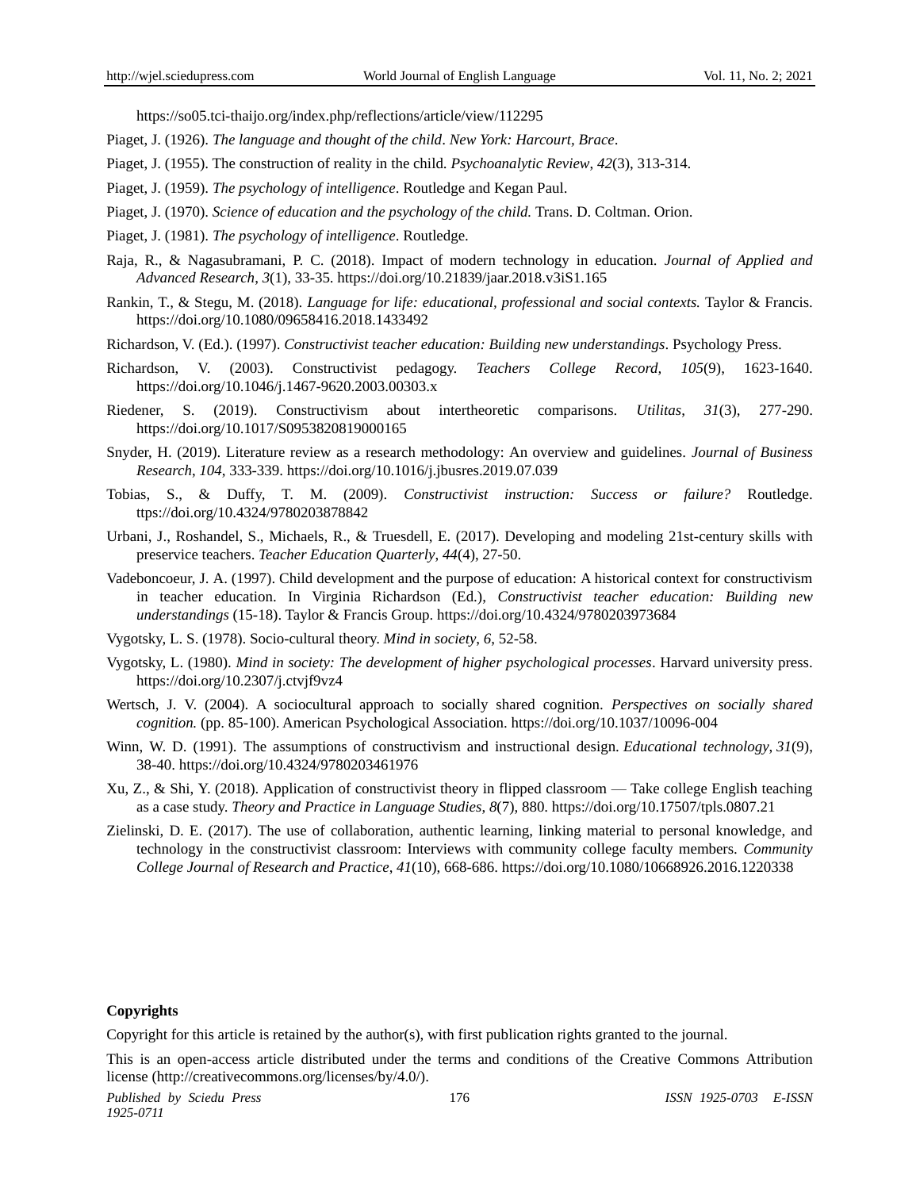https://so05.tci-thaijo.org/index.php/reflections/article/view/112295

Piaget, J. (1926). *The language and thought of the child*. *New York: Harcourt, Brace*.

Piaget, J. (1955). The construction of reality in the child. *Psychoanalytic Review*, *42*(3), 313-314.

Piaget, J. (1959). *The psychology of intelligence*. Routledge and Kegan Paul.

Piaget, J. (1970). *Science of education and the psychology of the child.* Trans. D. Coltman. Orion.

Piaget, J. (1981). *The psychology of intelligence*. Routledge.

Raja, R., & Nagasubramani, P. C. (2018). Impact of modern technology in education. *Journal of Applied and Advanced Research*, *3*(1), 33-35. https://doi.org/10.21839/jaar.2018.v3iS1.165

Rankin, T., & Stegu, M. (2018). *Language for life: educational, professional and social contexts.* Taylor & Francis. https://doi.org/10.1080/09658416.2018.1433492

Richardson, V. (Ed.). (1997). *Constructivist teacher education: Building new understandings*. Psychology Press.

Richardson, V. (2003). Constructivist pedagogy. *Teachers College Record*, *105*(9), 1623-1640. https://doi.org/10.1046/j.1467-9620.2003.00303.x

Riedener, S. (2019). Constructivism about intertheoretic comparisons. *Utilitas*, *31*(3), 277-290. https://doi.org/10.1017/S0953820819000165

Snyder, H. (2019). Literature review as a research methodology: An overview and guidelines. *Journal of Business Research*, *104*, 333-339. https://doi.org/10.1016/j.jbusres.2019.07.039

Tobias, S., & Duffy, T. M. (2009). *Constructivist instruction: Success or failure?* Routledge. ttps://doi.org/10.4324/9780203878842

Urbani, J., Roshandel, S., Michaels, R., & Truesdell, E. (2017). Developing and modeling 21st-century skills with preservice teachers. *Teacher Education Quarterly*, *44*(4), 27-50.

Vadeboncoeur, J. A. (1997). Child development and the purpose of education: A historical context for constructivism in teacher education. In Virginia Richardson (Ed.), *Constructivist teacher education: Building new understandings* (15-18). Taylor & Francis Group. https://doi.org/10.4324/9780203973684

Vygotsky, L. S. (1978). Socio-cultural theory. *Mind in society*, *6*, 52-58.

Vygotsky, L. (1980). *Mind in society: The development of higher psychological processes*. Harvard university press. https://doi.org/10.2307/j.ctvjf9vz4

Wertsch, J. V. (2004). A sociocultural approach to socially shared cognition. *Perspectives on socially shared cognition.* (pp. 85-100). American Psychological Association. https://doi.org/10.1037/10096-004

Winn, W. D. (1991). The assumptions of constructivism and instructional design. *Educational technology*, *31*(9), 38-40. https://doi.org/10.4324/9780203461976

Xu, Z., & Shi, Y. (2018). Application of constructivist theory in flipped classroom — Take college English teaching as a case study. *Theory and Practice in Language Studies*, *8*(7), 880. https://doi.org/10.17507/tpls.0807.21

Zielinski, D. E. (2017). The use of collaboration, authentic learning, linking material to personal knowledge, and technology in the constructivist classroom: Interviews with community college faculty members. *Community College Journal of Research and Practice*, *41*(10), 668-686. https://doi.org/10.1080/10668926.2016.1220338

**Copyrights**

Copyright for this article is retained by the author(s), with first publication rights granted to the journal.

This is an open-access article distributed under the terms and conditions of the Creative Commons Attribution license (http://creativecommons.org/licenses/by/4.0/).